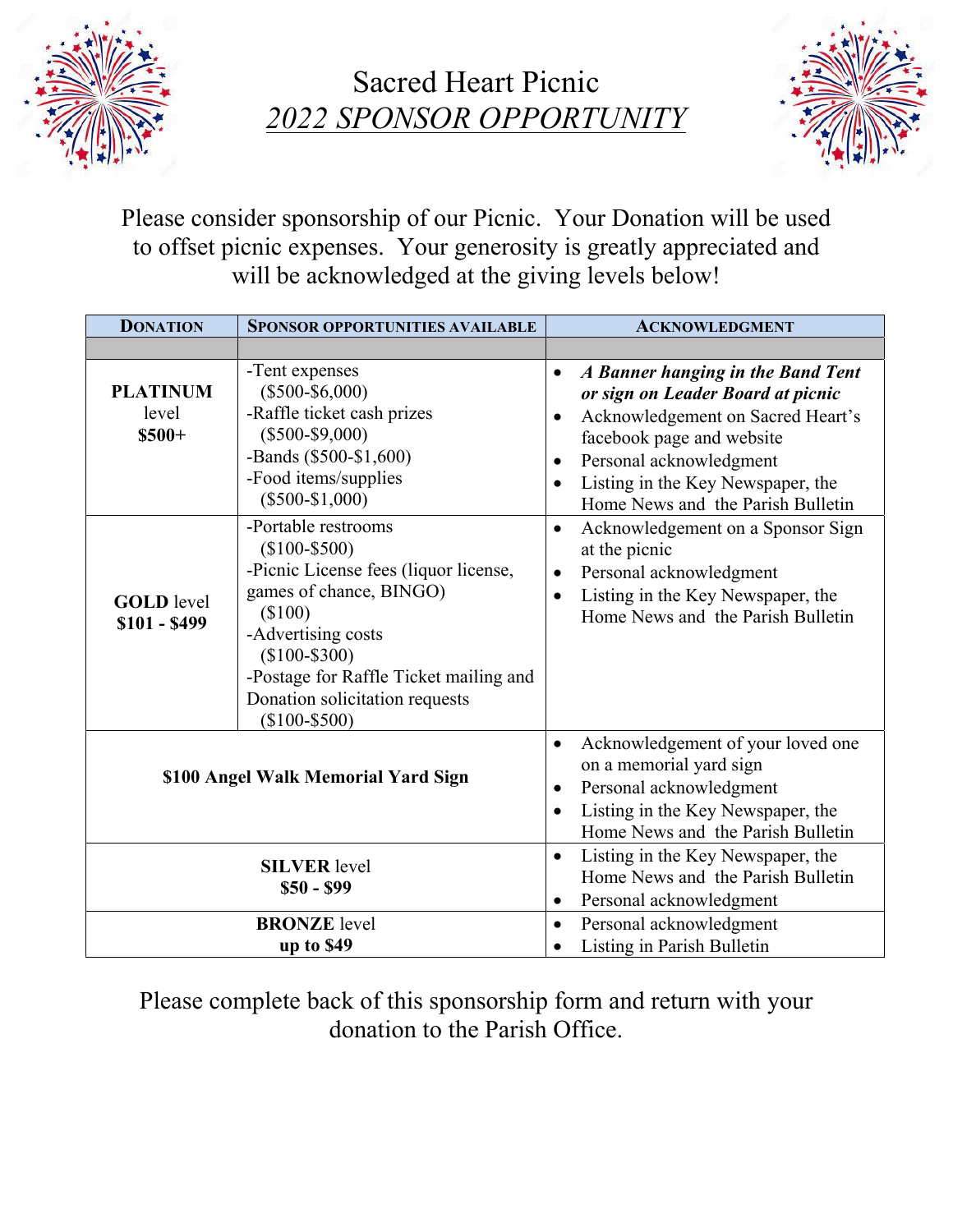# Sacred Heart Picnic

## *2022 SPONSOR OPPORTUNITY*

Please consider sponsorship of our Picnic. Your Donation will be used to offset picnic expenses. Your generosity is greatly appreciated and will be acknowledged at the giving levels below!

| DONATION | SPONSOR OPPORTUNITIES AVAILABLE | ACKNOWLEDGMENT |
|---|---|---|
| | | |
| **PLATINUM** level **$500+** | -Tent expenses ($500-$6,000)<br>-Raffle ticket cash prizes ($500-$9,000)<br>-Bands ($500-$1,600)<br>-Food items/supplies ($500-$1,000) | • ***A Banner hanging in the Band Tent or sign on Leader Board at picnic***<br>• Acknowledgement on Sacred Heart's facebook page and website<br>• Personal acknowledgment<br>• Listing in the Key Newspaper, the Home News and the Parish Bulletin |
| **GOLD** level **$101 - $499** | -Portable restrooms ($100-$500)<br>-Picnic License fees (liquor license, games of chance, BINGO) ($100)<br>-Advertising costs ($100-$300)<br>-Postage for Raffle Ticket mailing and Donation solicitation requests ($100-$500) | • Acknowledgement on a Sponsor Sign at the picnic<br>• Personal acknowledgment<br>• Listing in the Key Newspaper, the Home News and the Parish Bulletin |
| **$100 Angel Walk Memorial Yard Sign** | | • Acknowledgement of your loved one on a memorial yard sign<br>• Personal acknowledgment<br>• Listing in the Key Newspaper, the Home News and the Parish Bulletin |
| **SILVER** level **$50 - $99** | | • Listing in the Key Newspaper, the Home News and the Parish Bulletin<br>• Personal acknowledgment |
| **BRONZE** level **up to $49** | | • Personal acknowledgment<br>• Listing in Parish Bulletin |

Please complete back of this sponsorship form and return with your donation to the Parish Office.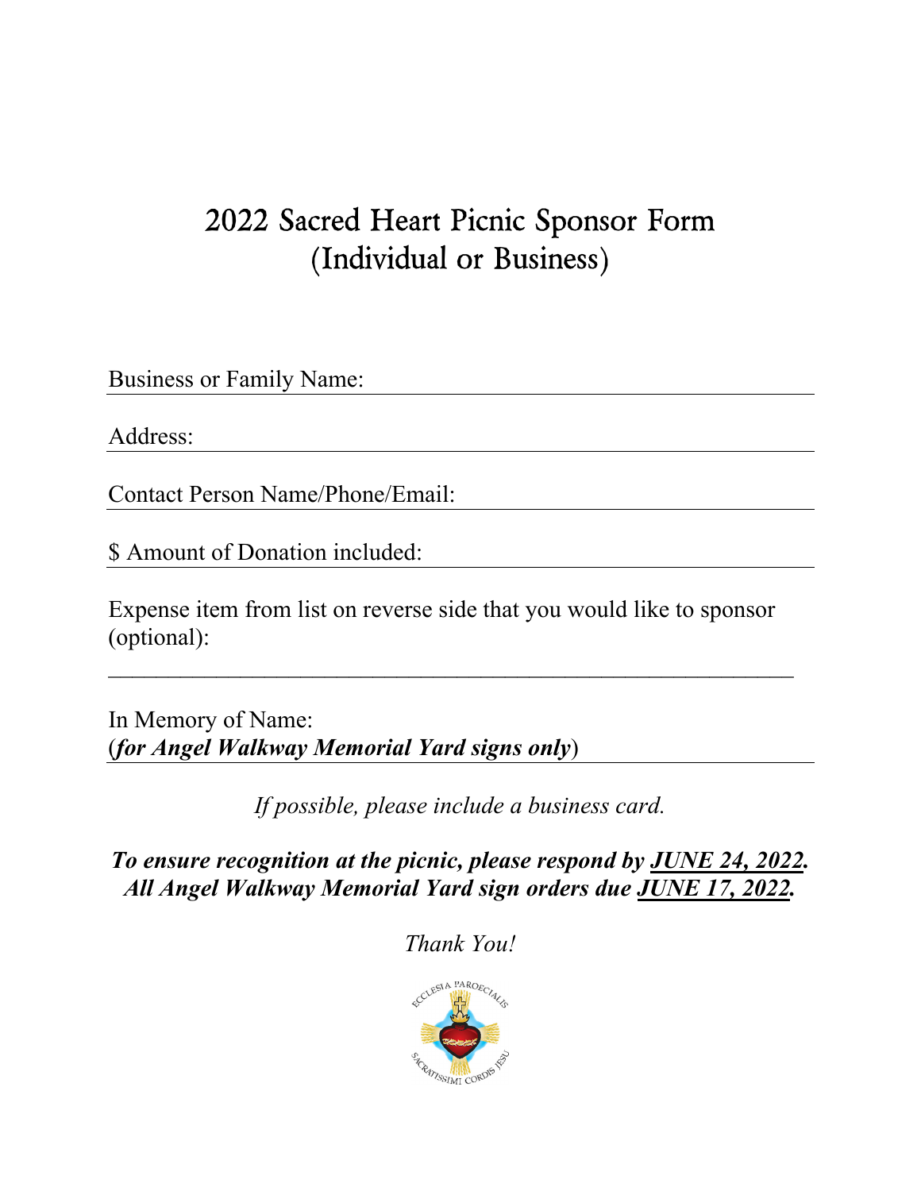# 2022 Sacred Heart Picnic Sponsor Form
# (Individual or Business)

Business or Family Name: ______________________________

Address: ______________________________

Contact Person Name/Phone/Email: ______________________________

$ Amount of Donation included: ______________________________

Expense item from list on reverse side that you would like to sponsor (optional):

______________________________________________________________

In Memory of Name:
(***for Angel Walkway Memorial Yard signs only***) ______________________________

*If possible, please include a business card.*

***To ensure recognition at the picnic, please respond by JUNE 24, 2022.***
***All Angel Walkway Memorial Yard sign orders due JUNE 17, 2022.***

*Thank You!*